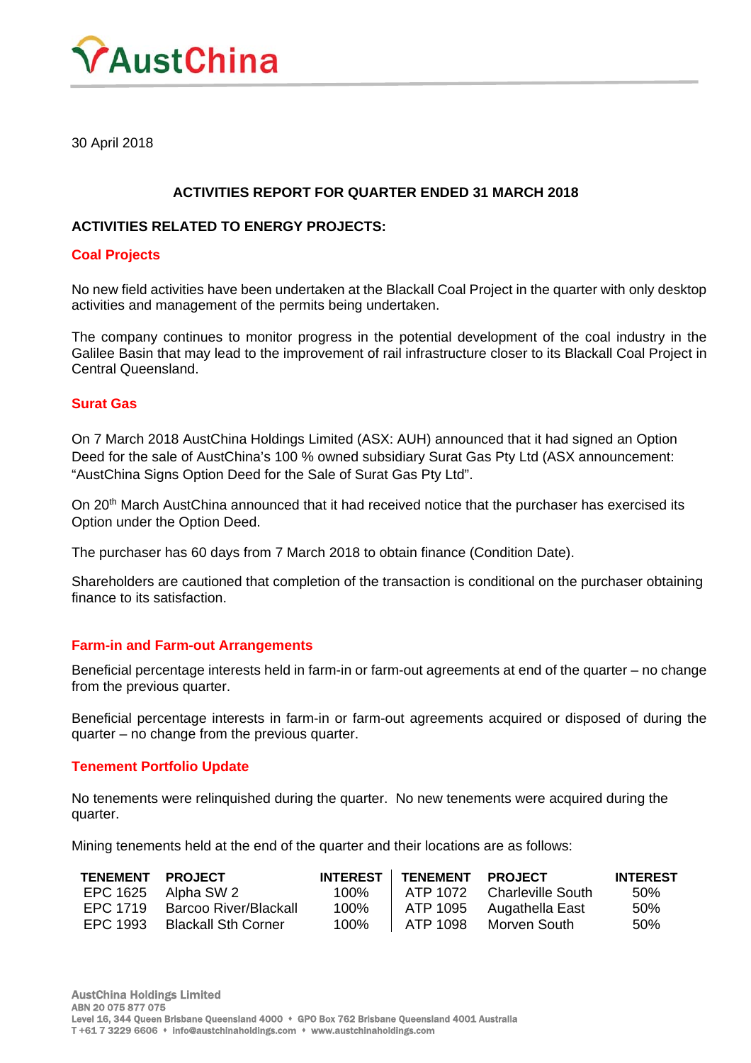30 April 2018

## ACTIVITIES REPORT FOR QUARTER ENDED 31 MARCH 2018

### ACTIVITIES RELATED TO ENERGY PROJECTS:

#### Coal Projects

No new field activities have been undertaken at the Blackall Coal Project in the quarter with only desktop activities and management of the permits being undertaken.

The company continues to monitor progress in the potential development of the coal industry in the Galilee Basin that may lead to the improvement of rail infrastructure closer to its Blackall Coal Project in Central Queensland.

#### Surat Gas

On 7 March 2018 AustChina Holdings Limited (ASX: AUH) announced that it had signed an Option Deed for the sale of AustChina's 100 % owned subsidiary Surat Gas Pty Ltd (ASX announcement: "AustChina Signs Option Deed for the Sale of Surat Gas Pty Ltd".

On 20th March AustChina announced that it had received notice that the purchaser has exercised its Option under the Option Deed.

The purchaser has 60 days from 7 March 2018 to obtain finance (Condition Date).

Shareholders are cautioned that completion of the transaction is conditional on the purchaser obtaining finance to its satisfaction.

#### Farm-in and Farm-out Arrangements

Beneficial percentage interests held in farm-in or farm-out agreements at end of the quarter – no change from the previous quarter.

Beneficial percentage interests in farm-in or farm-out agreements acquired or disposed of during the quarter – no change from the previous quarter.

#### Tenement Portfolio Update

No tenements were relinquished during the quarter. No new tenements were acquired during the quarter.

Mining tenements held at the end of the quarter and their locations are as follows:

| TENEMENT | PROJECT | INTEREST | TENEMENT | PROJECT | INTEREST |
|---|---|---|---|---|---|
| EPC 1625 | Alpha SW 2 | 100% | ATP 1072 | Charleville South | 50% |
| EPC 1719 | Barcoo River/Blackall | 100% | ATP 1095 | Augathella East | 50% |
| EPC 1993 | Blackall Sth Corner | 100% | ATP 1098 | Morven South | 50% |

AustChina Holdings Limited
ABN 20 075 877 075
Level 16, 344 Queen Street Brisbane Queensland 4000 • GPO Box 762 Brisbane Queensland 4001 Australia
T +61 7 3229 6606 • info@austchinaholdings.com • www.austchinaholdings.com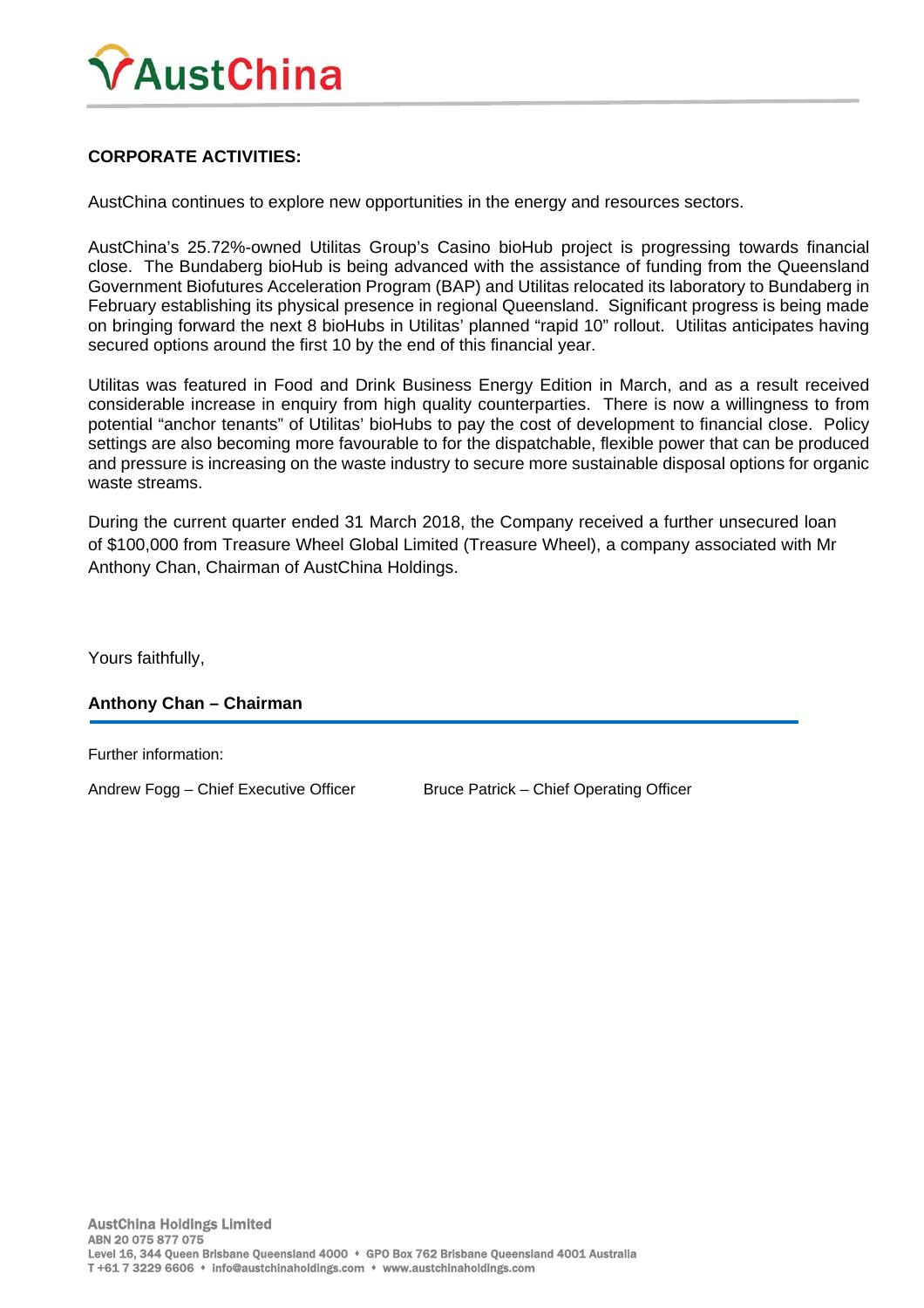**CORPORATE ACTIVITIES:**

AustChina continues to explore new opportunities in the energy and resources sectors.

AustChina's 25.72%-owned Utilitas Group's Casino bioHub project is progressing towards financial close. The Bundaberg bioHub is being advanced with the assistance of funding from the Queensland Government Biofutures Acceleration Program (BAP) and Utilitas relocated its laboratory to Bundaberg in February establishing its physical presence in regional Queensland. Significant progress is being made on bringing forward the next 8 bioHubs in Utilitas' planned "rapid 10" rollout. Utilitas anticipates having secured options around the first 10 by the end of this financial year.

Utilitas was featured in Food and Drink Business Energy Edition in March, and as a result received considerable increase in enquiry from high quality counterparties. There is now a willingness to from potential "anchor tenants" of Utilitas' bioHubs to pay the cost of development to financial close. Policy settings are also becoming more favourable to for the dispatchable, flexible power that can be produced and pressure is increasing on the waste industry to secure more sustainable disposal options for organic waste streams.

During the current quarter ended 31 March 2018, the Company received a further unsecured loan of $100,000 from Treasure Wheel Global Limited (Treasure Wheel), a company associated with Mr Anthony Chan, Chairman of AustChina Holdings.

Yours faithfully,

**Anthony Chan – Chairman**

Further information:

Andrew Fogg – Chief Executive Officer

Bruce Patrick – Chief Operating Officer

AustChina Holdings Limited
ABN 20 075 877 075
Level 16, 344 Queen Brisbane Queensland 4000 • GPO Box 762 Brisbane Queensland 4001 Australia
T +61 7 3229 6606 • info@austchinaholdings.com • www.austchinaholdings.com